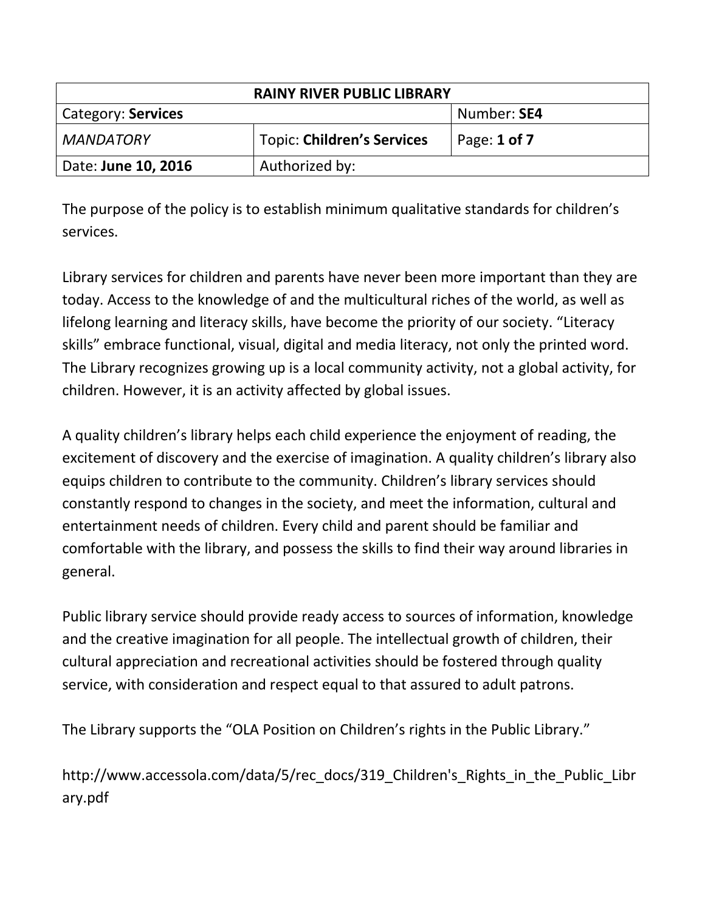| RAINY RIVER PUBLIC LIBRARY | | |
|---|---|---|
| Category: **Services** | | Number: **SE4** |
| *MANDATORY* | Topic: **Children's Services** | Page: **1 of 7** |
| Date: **June 10, 2016** | Authorized by: | |

The purpose of the policy is to establish minimum qualitative standards for children's services.

Library services for children and parents have never been more important than they are today. Access to the knowledge of and the multicultural riches of the world, as well as lifelong learning and literacy skills, have become the priority of our society. "Literacy skills" embrace functional, visual, digital and media literacy, not only the printed word. The Library recognizes growing up is a local community activity, not a global activity, for children. However, it is an activity affected by global issues.

A quality children's library helps each child experience the enjoyment of reading, the excitement of discovery and the exercise of imagination. A quality children's library also equips children to contribute to the community. Children's library services should constantly respond to changes in the society, and meet the information, cultural and entertainment needs of children. Every child and parent should be familiar and comfortable with the library, and possess the skills to find their way around libraries in general.

Public library service should provide ready access to sources of information, knowledge and the creative imagination for all people. The intellectual growth of children, their cultural appreciation and recreational activities should be fostered through quality service, with consideration and respect equal to that assured to adult patrons.

The Library supports the "OLA Position on Children's rights in the Public Library."

http://www.accessola.com/data/5/rec_docs/319_Children's_Rights_in_the_Public_Library.pdf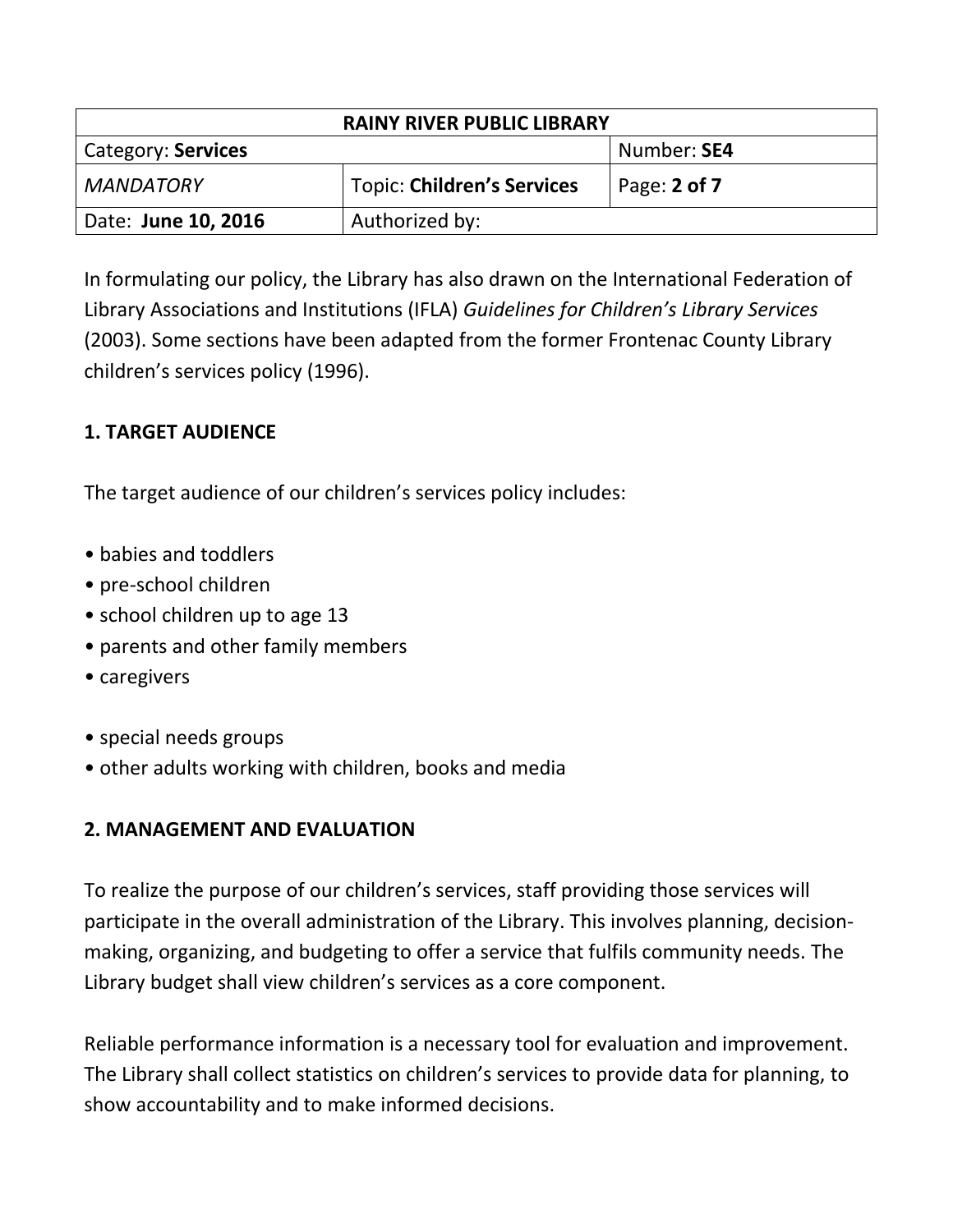In formulating our policy, the Library has also drawn on the International Federation of Library Associations and Institutions (IFLA) *Guidelines for Children's Library Services* (2003). Some sections have been adapted from the former Frontenac County Library children's services policy (1996).

## 1. TARGET AUDIENCE

The target audience of our children's services policy includes:

- babies and toddlers
- pre-school children
- school children up to age 13
- parents and other family members
- caregivers
- special needs groups
- other adults working with children, books and media

## 2. MANAGEMENT AND EVALUATION

To realize the purpose of our children's services, staff providing those services will participate in the overall administration of the Library. This involves planning, decision-making, organizing, and budgeting to offer a service that fulfils community needs. The Library budget shall view children's services as a core component.

Reliable performance information is a necessary tool for evaluation and improvement. The Library shall collect statistics on children's services to provide data for planning, to show accountability and to make informed decisions.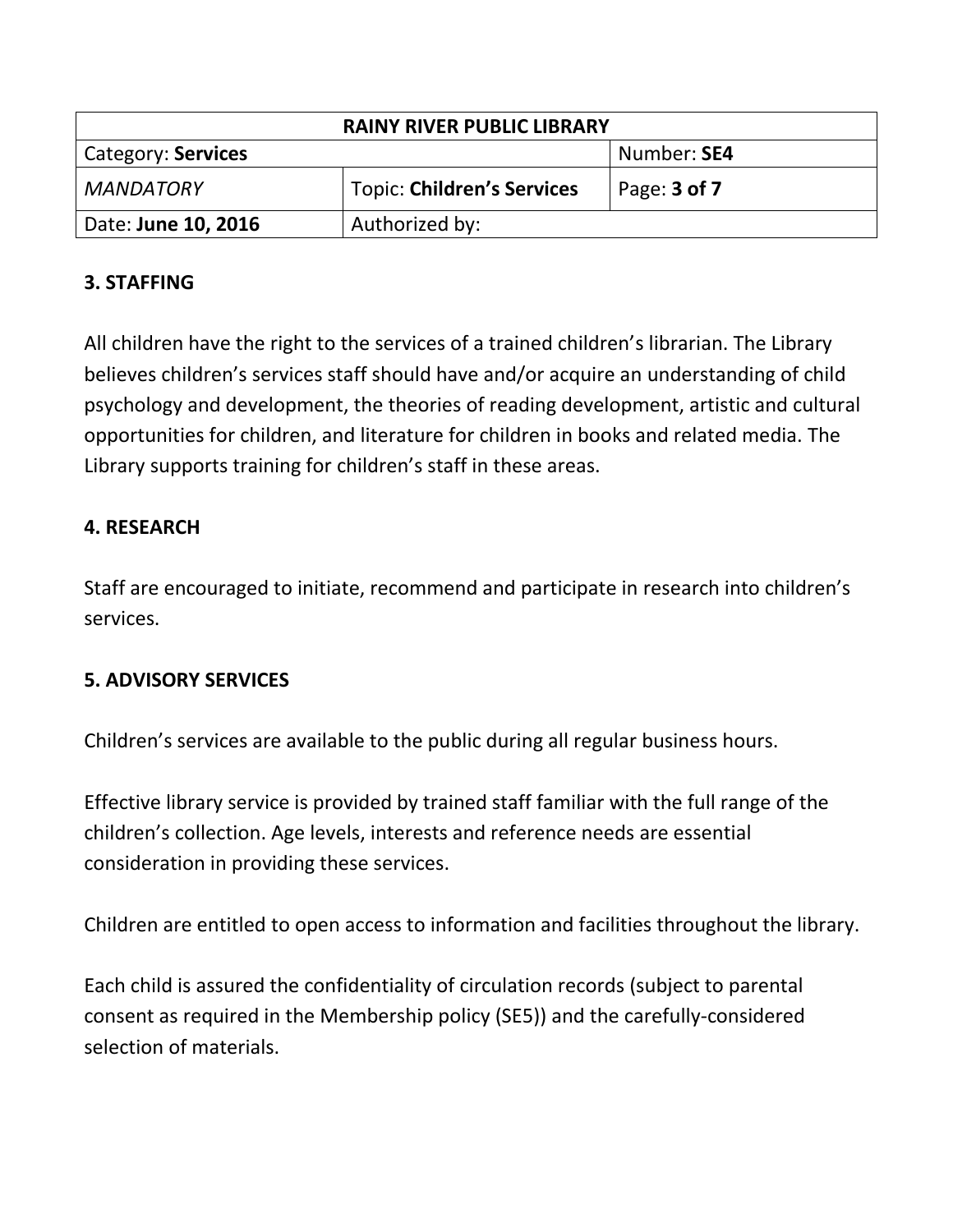## 3. STAFFING

All children have the right to the services of a trained children's librarian. The Library believes children's services staff should have and/or acquire an understanding of child psychology and development, the theories of reading development, artistic and cultural opportunities for children, and literature for children in books and related media. The Library supports training for children's staff in these areas.

## 4. RESEARCH

Staff are encouraged to initiate, recommend and participate in research into children's services.

## 5. ADVISORY SERVICES

Children's services are available to the public during all regular business hours.

Effective library service is provided by trained staff familiar with the full range of the children's collection. Age levels, interests and reference needs are essential consideration in providing these services.

Children are entitled to open access to information and facilities throughout the library.

Each child is assured the confidentiality of circulation records (subject to parental consent as required in the Membership policy (SE5)) and the carefully-considered selection of materials.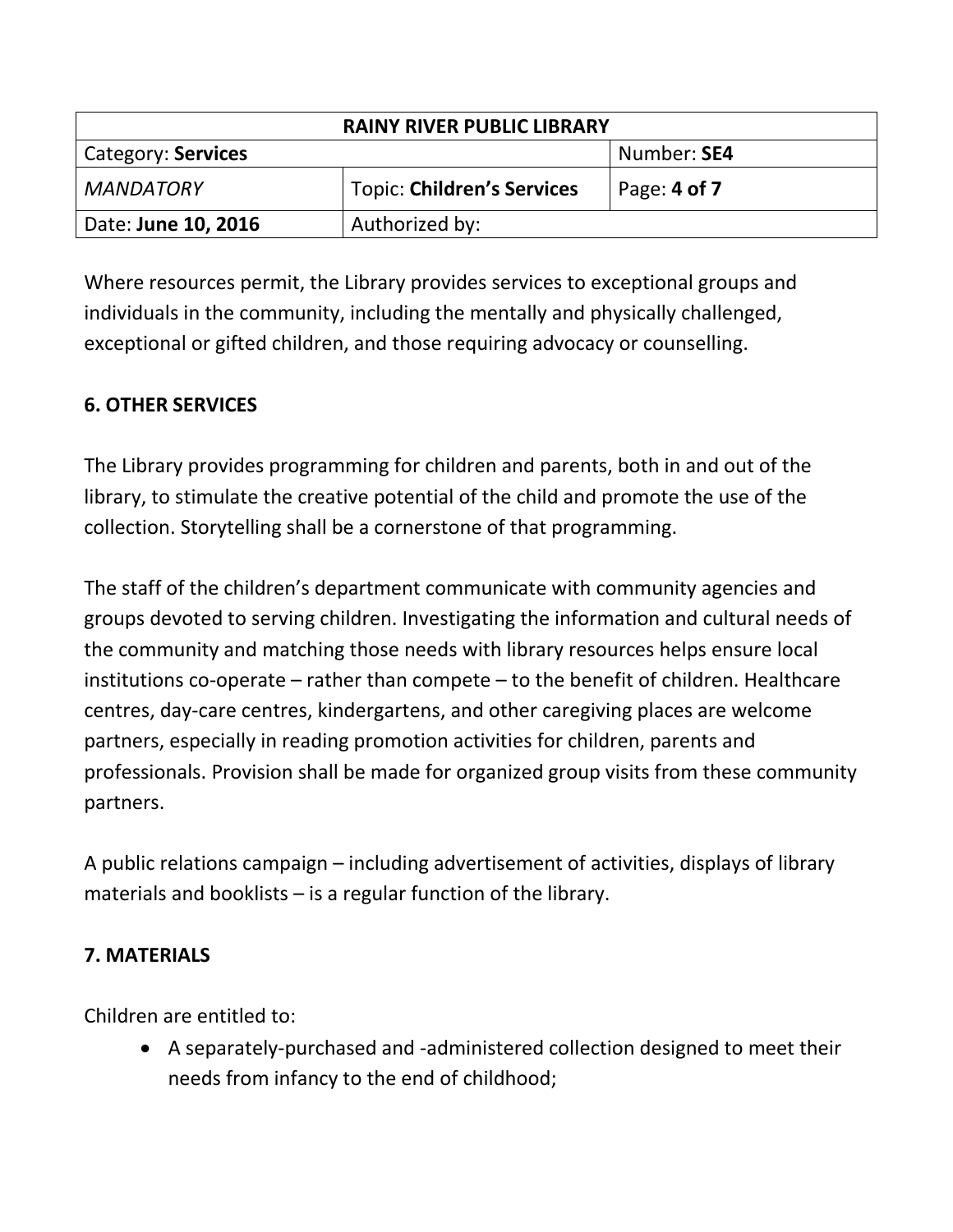Where resources permit, the Library provides services to exceptional groups and individuals in the community, including the mentally and physically challenged, exceptional or gifted children, and those requiring advocacy or counselling.

## 6. OTHER SERVICES

The Library provides programming for children and parents, both in and out of the library, to stimulate the creative potential of the child and promote the use of the collection. Storytelling shall be a cornerstone of that programming.

The staff of the children's department communicate with community agencies and groups devoted to serving children. Investigating the information and cultural needs of the community and matching those needs with library resources helps ensure local institutions co-operate – rather than compete – to the benefit of children. Healthcare centres, day-care centres, kindergartens, and other caregiving places are welcome partners, especially in reading promotion activities for children, parents and professionals. Provision shall be made for organized group visits from these community partners.

A public relations campaign – including advertisement of activities, displays of library materials and booklists – is a regular function of the library.

## 7. MATERIALS

Children are entitled to:

- A separately-purchased and -administered collection designed to meet their needs from infancy to the end of childhood;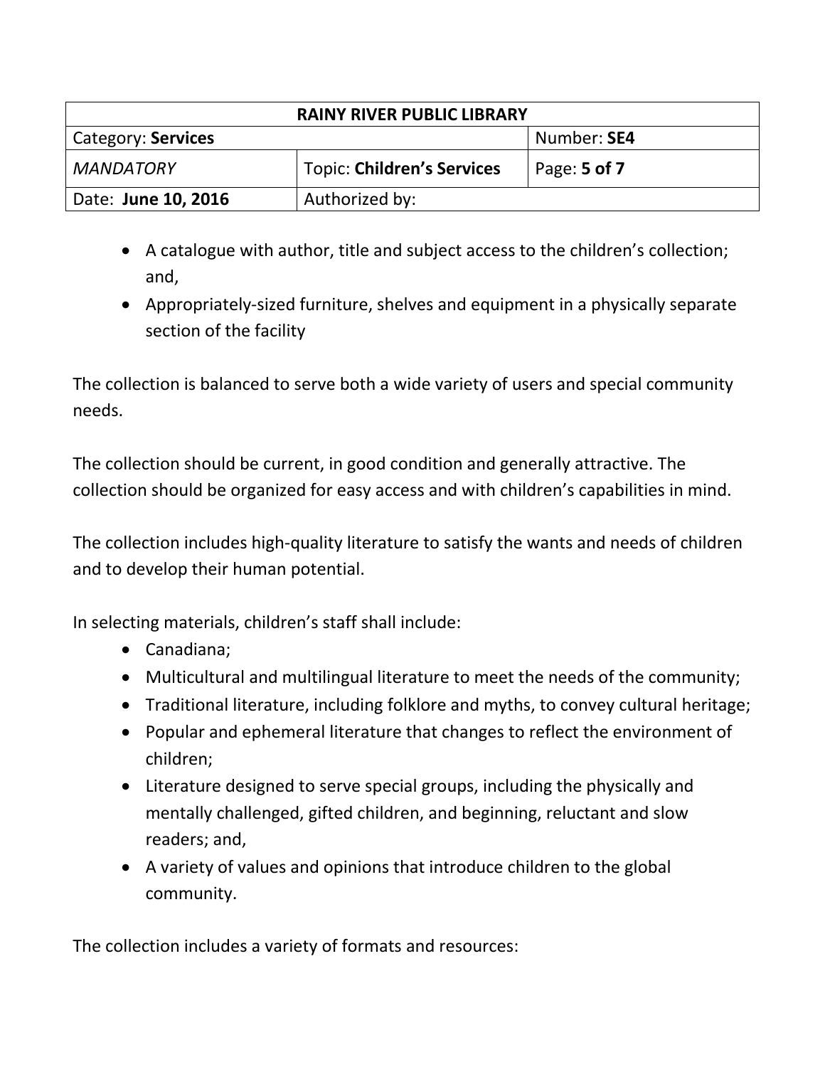- A catalogue with author, title and subject access to the children's collection; and,
- Appropriately-sized furniture, shelves and equipment in a physically separate section of the facility

The collection is balanced to serve both a wide variety of users and special community needs.

The collection should be current, in good condition and generally attractive. The collection should be organized for easy access and with children's capabilities in mind.

The collection includes high-quality literature to satisfy the wants and needs of children and to develop their human potential.

In selecting materials, children's staff shall include:

- Canadiana;
- Multicultural and multilingual literature to meet the needs of the community;
- Traditional literature, including folklore and myths, to convey cultural heritage;
- Popular and ephemeral literature that changes to reflect the environment of children;
- Literature designed to serve special groups, including the physically and mentally challenged, gifted children, and beginning, reluctant and slow readers; and,
- A variety of values and opinions that introduce children to the global community.

The collection includes a variety of formats and resources: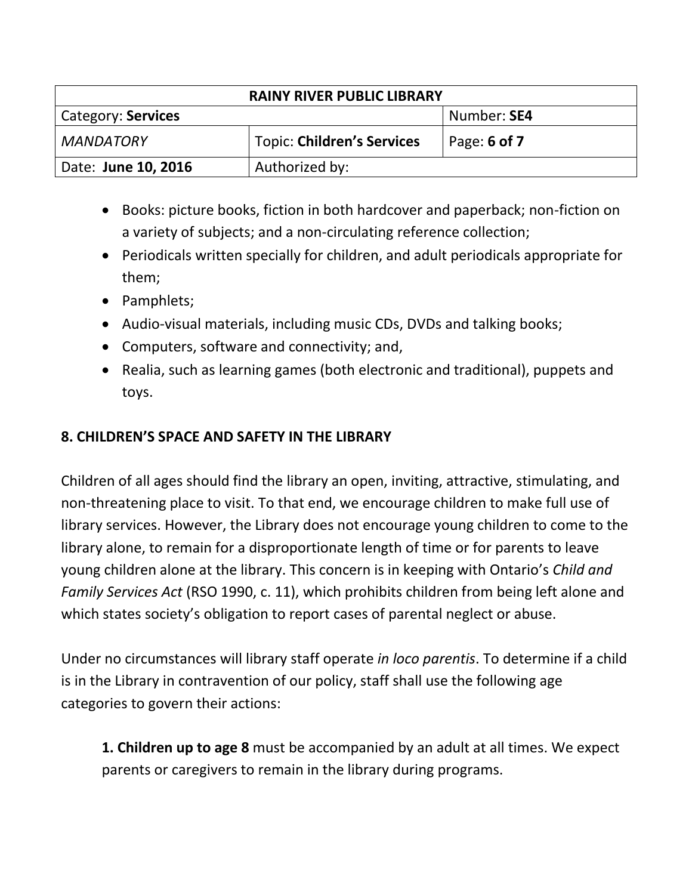- Books: picture books, fiction in both hardcover and paperback; non-fiction on a variety of subjects; and a non-circulating reference collection;
- Periodicals written specially for children, and adult periodicals appropriate for them;
- Pamphlets;
- Audio-visual materials, including music CDs, DVDs and talking books;
- Computers, software and connectivity; and,
- Realia, such as learning games (both electronic and traditional), puppets and toys.

## 8. CHILDREN'S SPACE AND SAFETY IN THE LIBRARY

Children of all ages should find the library an open, inviting, attractive, stimulating, and non-threatening place to visit. To that end, we encourage children to make full use of library services. However, the Library does not encourage young children to come to the library alone, to remain for a disproportionate length of time or for parents to leave young children alone at the library. This concern is in keeping with Ontario's *Child and Family Services Act* (RSO 1990, c. 11), which prohibits children from being left alone and which states society's obligation to report cases of parental neglect or abuse.

Under no circumstances will library staff operate *in loco parentis*. To determine if a child is in the Library in contravention of our policy, staff shall use the following age categories to govern their actions:

1. **Children up to age 8** must be accompanied by an adult at all times. We expect parents or caregivers to remain in the library during programs.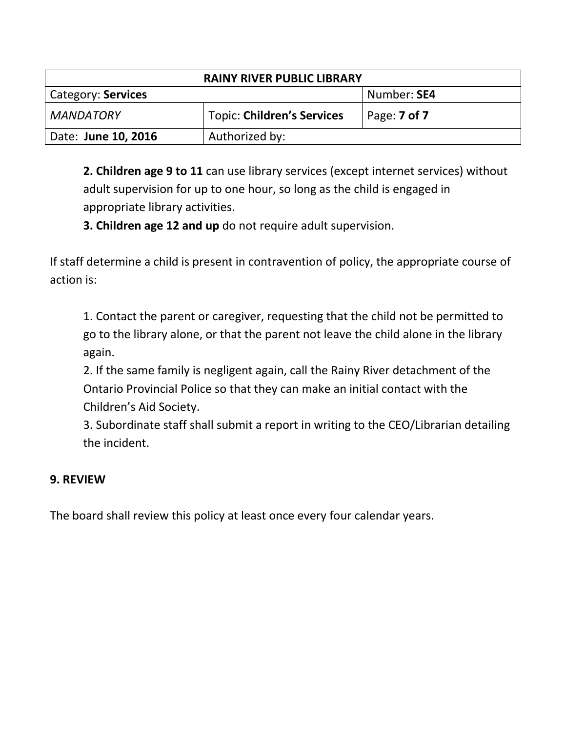**2. Children age 9 to 11** can use library services (except internet services) without adult supervision for up to one hour, so long as the child is engaged in appropriate library activities.
**3. Children age 12 and up** do not require adult supervision.

If staff determine a child is present in contravention of policy, the appropriate course of action is:

1. Contact the parent or caregiver, requesting that the child not be permitted to go to the library alone, or that the parent not leave the child alone in the library again.
2. If the same family is negligent again, call the Rainy River detachment of the Ontario Provincial Police so that they can make an initial contact with the Children's Aid Society.
3. Subordinate staff shall submit a report in writing to the CEO/Librarian detailing the incident.

## 9. REVIEW

The board shall review this policy at least once every four calendar years.